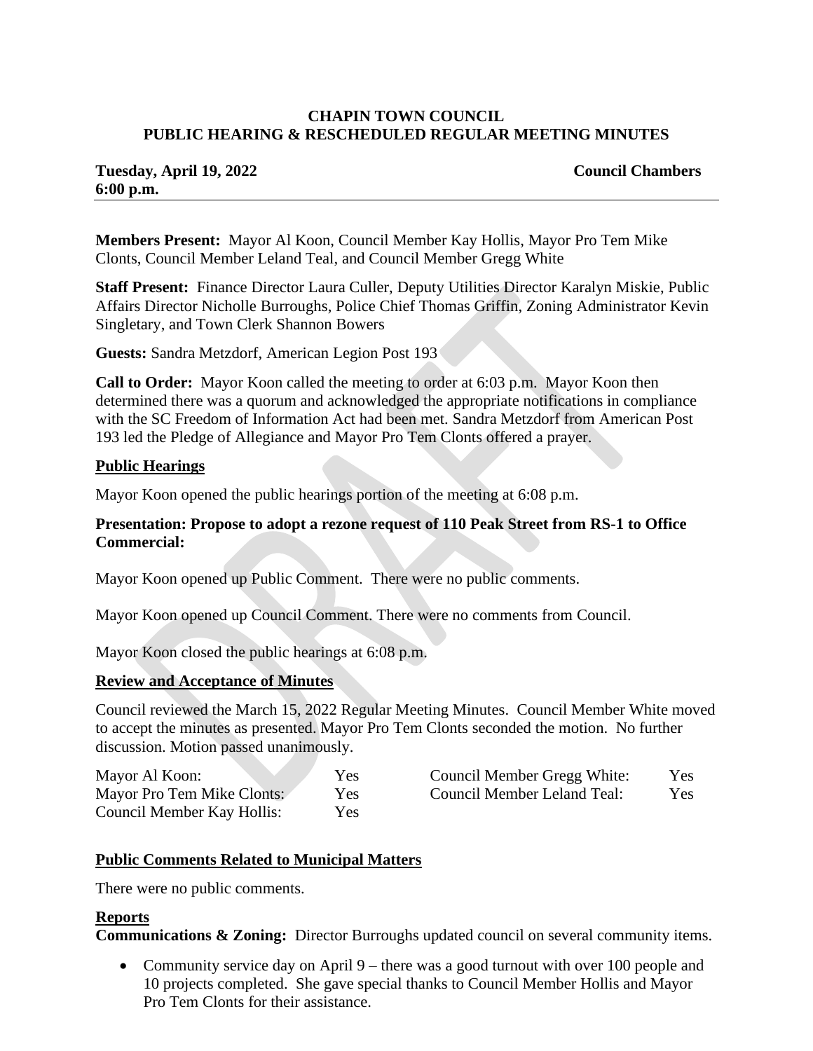**CHAPIN TOWN COUNCIL**
**PUBLIC HEARING & RESCHEDULED REGULAR MEETING MINUTES**

**Tuesday, April 19, 2022** **Council Chambers**
**6:00 p.m.**

---

**Members Present:** Mayor Al Koon, Council Member Kay Hollis, Mayor Pro Tem Mike Clonts, Council Member Leland Teal, and Council Member Gregg White

**Staff Present:** Finance Director Laura Culler, Deputy Utilities Director Karalyn Miskie, Public Affairs Director Nicholle Burroughs, Police Chief Thomas Griffin, Zoning Administrator Kevin Singletary, and Town Clerk Shannon Bowers

**Guests:** Sandra Metzdorf, American Legion Post 193

**Call to Order:** Mayor Koon called the meeting to order at 6:03 p.m. Mayor Koon then determined there was a quorum and acknowledged the appropriate notifications in compliance with the SC Freedom of Information Act had been met. Sandra Metzdorf from American Post 193 led the Pledge of Allegiance and Mayor Pro Tem Clonts offered a prayer.

## Public Hearings

Mayor Koon opened the public hearings portion of the meeting at 6:08 p.m.

**Presentation: Propose to adopt a rezone request of 110 Peak Street from RS-1 to Office Commercial:**

Mayor Koon opened up Public Comment. There were no public comments.

Mayor Koon opened up Council Comment. There were no comments from Council.

Mayor Koon closed the public hearings at 6:08 p.m.

## Review and Acceptance of Minutes

Council reviewed the March 15, 2022 Regular Meeting Minutes. Council Member White moved to accept the minutes as presented. Mayor Pro Tem Clonts seconded the motion. No further discussion. Motion passed unanimously.

| | | | |
|---|---|---|---|
| Mayor Al Koon: | Yes | Council Member Gregg White: | Yes |
| Mayor Pro Tem Mike Clonts: | Yes | Council Member Leland Teal: | Yes |
| Council Member Kay Hollis: | Yes | | |

## Public Comments Related to Municipal Matters

There were no public comments.

## Reports

**Communications & Zoning:** Director Burroughs updated council on several community items.

- Community service day on April 9 – there was a good turnout with over 100 people and 10 projects completed. She gave special thanks to Council Member Hollis and Mayor Pro Tem Clonts for their assistance.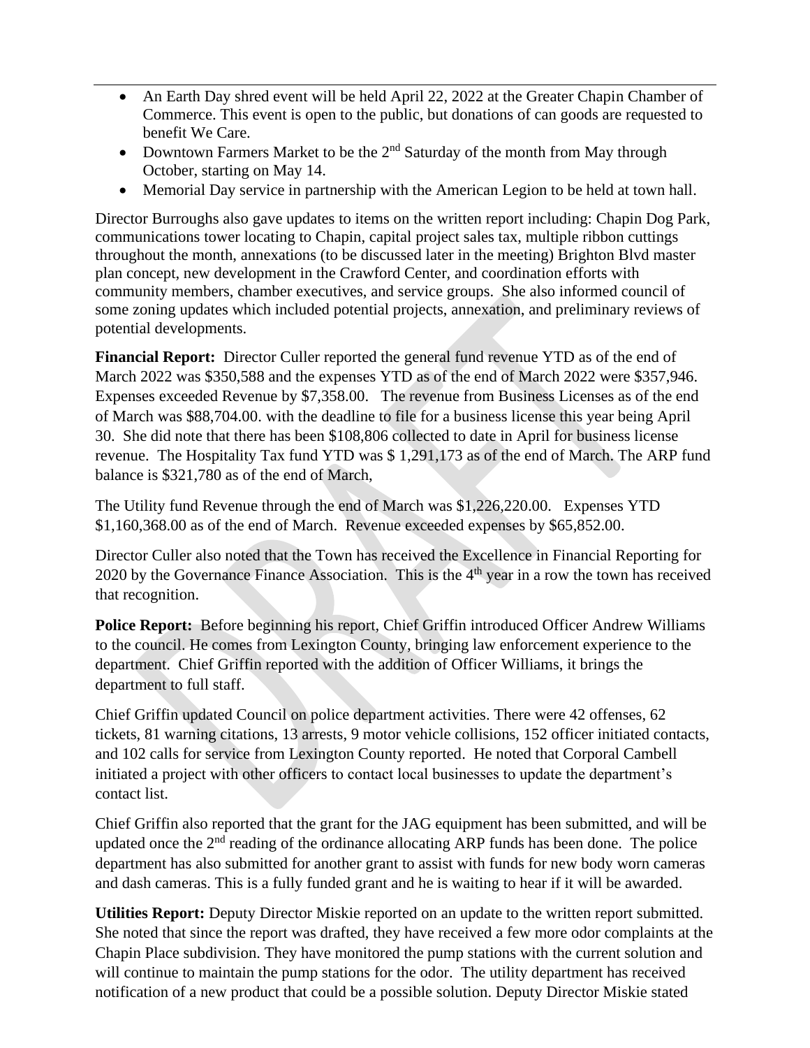- An Earth Day shred event will be held April 22, 2022 at the Greater Chapin Chamber of Commerce. This event is open to the public, but donations of can goods are requested to benefit We Care.
- Downtown Farmers Market to be the 2nd Saturday of the month from May through October, starting on May 14.
- Memorial Day service in partnership with the American Legion to be held at town hall.

Director Burroughs also gave updates to items on the written report including: Chapin Dog Park, communications tower locating to Chapin, capital project sales tax, multiple ribbon cuttings throughout the month, annexations (to be discussed later in the meeting) Brighton Blvd master plan concept, new development in the Crawford Center, and coordination efforts with community members, chamber executives, and service groups. She also informed council of some zoning updates which included potential projects, annexation, and preliminary reviews of potential developments.

**Financial Report:** Director Culler reported the general fund revenue YTD as of the end of March 2022 was $350,588 and the expenses YTD as of the end of March 2022 were $357,946. Expenses exceeded Revenue by $7,358.00. The revenue from Business Licenses as of the end of March was $88,704.00. with the deadline to file for a business license this year being April 30. She did note that there has been $108,806 collected to date in April for business license revenue. The Hospitality Tax fund YTD was $ 1,291,173 as of the end of March. The ARP fund balance is $321,780 as of the end of March,

The Utility fund Revenue through the end of March was $1,226,220.00. Expenses YTD $1,160,368.00 as of the end of March. Revenue exceeded expenses by $65,852.00.

Director Culler also noted that the Town has received the Excellence in Financial Reporting for 2020 by the Governance Finance Association. This is the 4th year in a row the town has received that recognition.

**Police Report:** Before beginning his report, Chief Griffin introduced Officer Andrew Williams to the council. He comes from Lexington County, bringing law enforcement experience to the department. Chief Griffin reported with the addition of Officer Williams, it brings the department to full staff.

Chief Griffin updated Council on police department activities. There were 42 offenses, 62 tickets, 81 warning citations, 13 arrests, 9 motor vehicle collisions, 152 officer initiated contacts, and 102 calls for service from Lexington County reported. He noted that Corporal Cambell initiated a project with other officers to contact local businesses to update the department's contact list.

Chief Griffin also reported that the grant for the JAG equipment has been submitted, and will be updated once the 2nd reading of the ordinance allocating ARP funds has been done. The police department has also submitted for another grant to assist with funds for new body worn cameras and dash cameras. This is a fully funded grant and he is waiting to hear if it will be awarded.

**Utilities Report:** Deputy Director Miskie reported on an update to the written report submitted. She noted that since the report was drafted, they have received a few more odor complaints at the Chapin Place subdivision. They have monitored the pump stations with the current solution and will continue to maintain the pump stations for the odor. The utility department has received notification of a new product that could be a possible solution. Deputy Director Miskie stated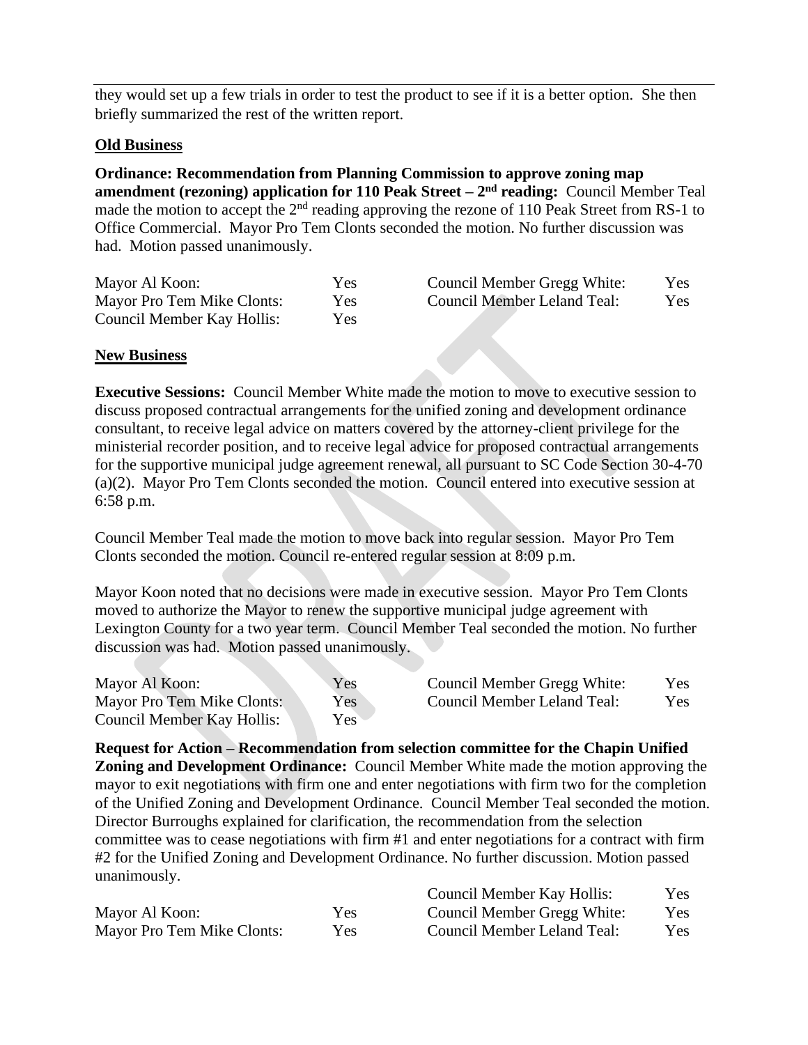they would set up a few trials in order to test the product to see if it is a better option. She then briefly summarized the rest of the written report.

**Old Business**

**Ordinance: Recommendation from Planning Commission to approve zoning map amendment (rezoning) application for 110 Peak Street – 2nd reading:** Council Member Teal made the motion to accept the 2nd reading approving the rezone of 110 Peak Street from RS-1 to Office Commercial. Mayor Pro Tem Clonts seconded the motion. No further discussion was had. Motion passed unanimously.

| | | | |
|---|---|---|---|
| Mayor Al Koon: | Yes | Council Member Gregg White: | Yes |
| Mayor Pro Tem Mike Clonts: | Yes | Council Member Leland Teal: | Yes |
| Council Member Kay Hollis: | Yes | | |

**New Business**

**Executive Sessions:** Council Member White made the motion to move to executive session to discuss proposed contractual arrangements for the unified zoning and development ordinance consultant, to receive legal advice on matters covered by the attorney-client privilege for the ministerial recorder position, and to receive legal advice for proposed contractual arrangements for the supportive municipal judge agreement renewal, all pursuant to SC Code Section 30-4-70 (a)(2). Mayor Pro Tem Clonts seconded the motion. Council entered into executive session at 6:58 p.m.

Council Member Teal made the motion to move back into regular session. Mayor Pro Tem Clonts seconded the motion. Council re-entered regular session at 8:09 p.m.

Mayor Koon noted that no decisions were made in executive session. Mayor Pro Tem Clonts moved to authorize the Mayor to renew the supportive municipal judge agreement with Lexington County for a two year term. Council Member Teal seconded the motion. No further discussion was had. Motion passed unanimously.

| | | | |
|---|---|---|---|
| Mayor Al Koon: | Yes | Council Member Gregg White: | Yes |
| Mayor Pro Tem Mike Clonts: | Yes | Council Member Leland Teal: | Yes |
| Council Member Kay Hollis: | Yes | | |

**Request for Action – Recommendation from selection committee for the Chapin Unified Zoning and Development Ordinance:** Council Member White made the motion approving the mayor to exit negotiations with firm one and enter negotiations with firm two for the completion of the Unified Zoning and Development Ordinance. Council Member Teal seconded the motion. Director Burroughs explained for clarification, the recommendation from the selection committee was to cease negotiations with firm #1 and enter negotiations for a contract with firm #2 for the Unified Zoning and Development Ordinance. No further discussion. Motion passed unanimously.

| | | | |
|---|---|---|---|
| | | Council Member Kay Hollis: | Yes |
| Mayor Al Koon: | Yes | Council Member Gregg White: | Yes |
| Mayor Pro Tem Mike Clonts: | Yes | Council Member Leland Teal: | Yes |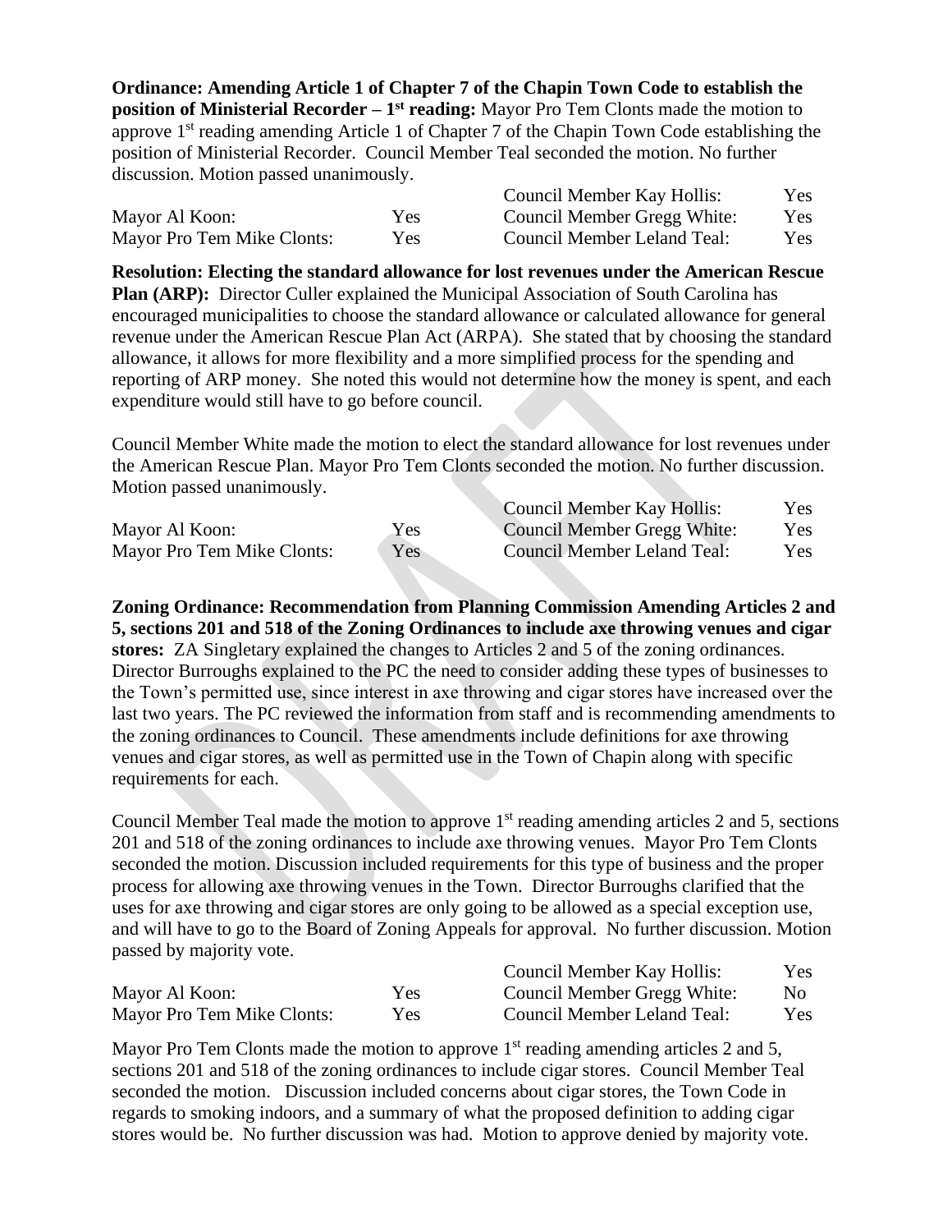**Ordinance: Amending Article 1 of Chapter 7 of the Chapin Town Code to establish the position of Ministerial Recorder – 1st reading:** Mayor Pro Tem Clonts made the motion to approve 1st reading amending Article 1 of Chapter 7 of the Chapin Town Code establishing the position of Ministerial Recorder. Council Member Teal seconded the motion. No further discussion. Motion passed unanimously.

| | | | |
|---|---|---|---|
| | | Council Member Kay Hollis: | Yes |
| Mayor Al Koon: | Yes | Council Member Gregg White: | Yes |
| Mayor Pro Tem Mike Clonts: | Yes | Council Member Leland Teal: | Yes |

**Resolution: Electing the standard allowance for lost revenues under the American Rescue Plan (ARP):** Director Culler explained the Municipal Association of South Carolina has encouraged municipalities to choose the standard allowance or calculated allowance for general revenue under the American Rescue Plan Act (ARPA). She stated that by choosing the standard allowance, it allows for more flexibility and a more simplified process for the spending and reporting of ARP money. She noted this would not determine how the money is spent, and each expenditure would still have to go before council.

Council Member White made the motion to elect the standard allowance for lost revenues under the American Rescue Plan. Mayor Pro Tem Clonts seconded the motion. No further discussion. Motion passed unanimously.

| | | | |
|---|---|---|---|
| | | Council Member Kay Hollis: | Yes |
| Mayor Al Koon: | Yes | Council Member Gregg White: | Yes |
| Mayor Pro Tem Mike Clonts: | Yes | Council Member Leland Teal: | Yes |

**Zoning Ordinance: Recommendation from Planning Commission Amending Articles 2 and 5, sections 201 and 518 of the Zoning Ordinances to include axe throwing venues and cigar stores:** ZA Singletary explained the changes to Articles 2 and 5 of the zoning ordinances. Director Burroughs explained to the PC the need to consider adding these types of businesses to the Town's permitted use, since interest in axe throwing and cigar stores have increased over the last two years. The PC reviewed the information from staff and is recommending amendments to the zoning ordinances to Council. These amendments include definitions for axe throwing venues and cigar stores, as well as permitted use in the Town of Chapin along with specific requirements for each.

Council Member Teal made the motion to approve 1st reading amending articles 2 and 5, sections 201 and 518 of the zoning ordinances to include axe throwing venues. Mayor Pro Tem Clonts seconded the motion. Discussion included requirements for this type of business and the proper process for allowing axe throwing venues in the Town. Director Burroughs clarified that the uses for axe throwing and cigar stores are only going to be allowed as a special exception use, and will have to go to the Board of Zoning Appeals for approval. No further discussion. Motion passed by majority vote.

| | | | |
|---|---|---|---|
| | | Council Member Kay Hollis: | Yes |
| Mayor Al Koon: | Yes | Council Member Gregg White: | No |
| Mayor Pro Tem Mike Clonts: | Yes | Council Member Leland Teal: | Yes |

Mayor Pro Tem Clonts made the motion to approve 1st reading amending articles 2 and 5, sections 201 and 518 of the zoning ordinances to include cigar stores. Council Member Teal seconded the motion. Discussion included concerns about cigar stores, the Town Code in regards to smoking indoors, and a summary of what the proposed definition to adding cigar stores would be. No further discussion was had. Motion to approve denied by majority vote.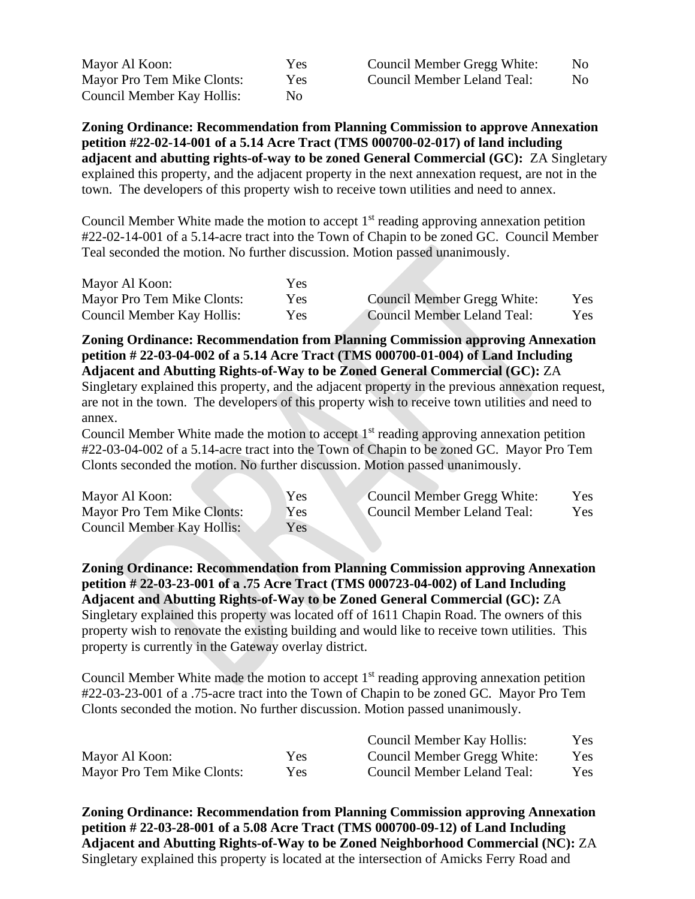| | | | |
|---|---|---|---|
| Mayor Al Koon: | Yes | Council Member Gregg White: | No |
| Mayor Pro Tem Mike Clonts: | Yes | Council Member Leland Teal: | No |
| Council Member Kay Hollis: | No | | |

**Zoning Ordinance: Recommendation from Planning Commission to approve Annexation petition #22-02-14-001 of a 5.14 Acre Tract (TMS 000700-02-017) of land including adjacent and abutting rights-of-way to be zoned General Commercial (GC):** ZA Singletary explained this property, and the adjacent property in the next annexation request, are not in the town. The developers of this property wish to receive town utilities and need to annex.

Council Member White made the motion to accept 1st reading approving annexation petition #22-02-14-001 of a 5.14-acre tract into the Town of Chapin to be zoned GC. Council Member Teal seconded the motion. No further discussion. Motion passed unanimously.

| | | | |
|---|---|---|---|
| Mayor Al Koon: | Yes | | |
| Mayor Pro Tem Mike Clonts: | Yes | Council Member Gregg White: | Yes |
| Council Member Kay Hollis: | Yes | Council Member Leland Teal: | Yes |

**Zoning Ordinance: Recommendation from Planning Commission approving Annexation petition # 22-03-04-002 of a 5.14 Acre Tract (TMS 000700-01-004) of Land Including Adjacent and Abutting Rights-of-Way to be Zoned General Commercial (GC):** ZA Singletary explained this property, and the adjacent property in the previous annexation request, are not in the town. The developers of this property wish to receive town utilities and need to annex.

Council Member White made the motion to accept 1st reading approving annexation petition #22-03-04-002 of a 5.14-acre tract into the Town of Chapin to be zoned GC. Mayor Pro Tem Clonts seconded the motion. No further discussion. Motion passed unanimously.

| | | | |
|---|---|---|---|
| Mayor Al Koon: | Yes | Council Member Gregg White: | Yes |
| Mayor Pro Tem Mike Clonts: | Yes | Council Member Leland Teal: | Yes |
| Council Member Kay Hollis: | Yes | | |

**Zoning Ordinance: Recommendation from Planning Commission approving Annexation petition # 22-03-23-001 of a .75 Acre Tract (TMS 000723-04-002) of Land Including Adjacent and Abutting Rights-of-Way to be Zoned General Commercial (GC):** ZA Singletary explained this property was located off of 1611 Chapin Road. The owners of this property wish to renovate the existing building and would like to receive town utilities. This property is currently in the Gateway overlay district.

Council Member White made the motion to accept 1st reading approving annexation petition #22-03-23-001 of a .75-acre tract into the Town of Chapin to be zoned GC. Mayor Pro Tem Clonts seconded the motion. No further discussion. Motion passed unanimously.

| | | | |
|---|---|---|---|
| | | Council Member Kay Hollis: | Yes |
| Mayor Al Koon: | Yes | Council Member Gregg White: | Yes |
| Mayor Pro Tem Mike Clonts: | Yes | Council Member Leland Teal: | Yes |

**Zoning Ordinance: Recommendation from Planning Commission approving Annexation petition # 22-03-28-001 of a 5.08 Acre Tract (TMS 000700-09-12) of Land Including Adjacent and Abutting Rights-of-Way to be Zoned Neighborhood Commercial (NC):** ZA Singletary explained this property is located at the intersection of Amicks Ferry Road and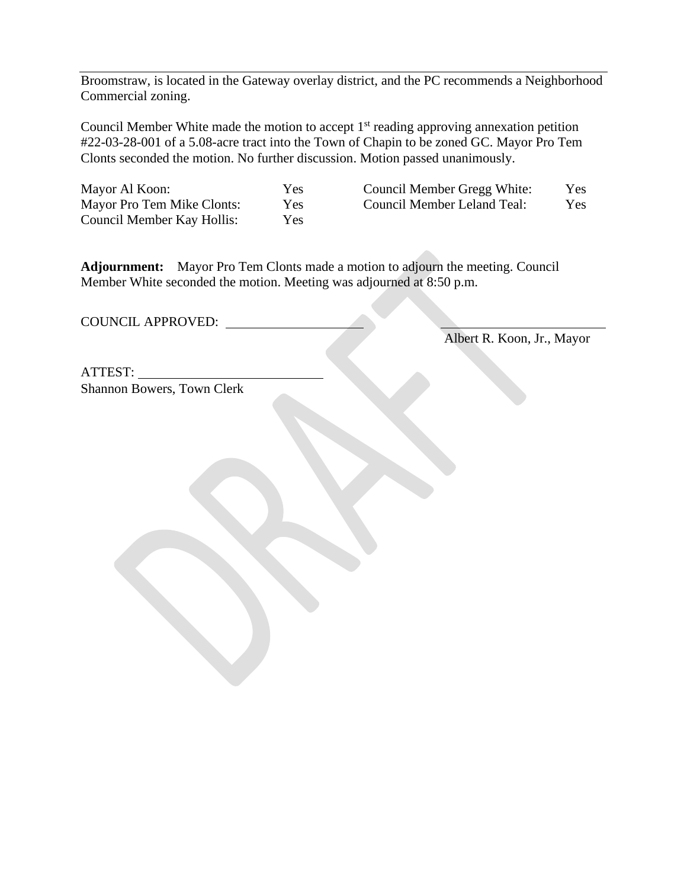Broomstraw, is located in the Gateway overlay district, and the PC recommends a Neighborhood Commercial zoning.

Council Member White made the motion to accept 1st reading approving annexation petition #22-03-28-001 of a 5.08-acre tract into the Town of Chapin to be zoned GC. Mayor Pro Tem Clonts seconded the motion. No further discussion. Motion passed unanimously.

| | | | |
|---|---|---|---|
| Mayor Al Koon: | Yes | Council Member Gregg White: | Yes |
| Mayor Pro Tem Mike Clonts: | Yes | Council Member Leland Teal: | Yes |
| Council Member Kay Hollis: | Yes | | |

**Adjournment:** Mayor Pro Tem Clonts made a motion to adjourn the meeting. Council Member White seconded the motion. Meeting was adjourned at 8:50 p.m.

COUNCIL APPROVED: ____________________ ________________________

Albert R. Koon, Jr., Mayor

ATTEST: ____________________________

Shannon Bowers, Town Clerk

DRAFT